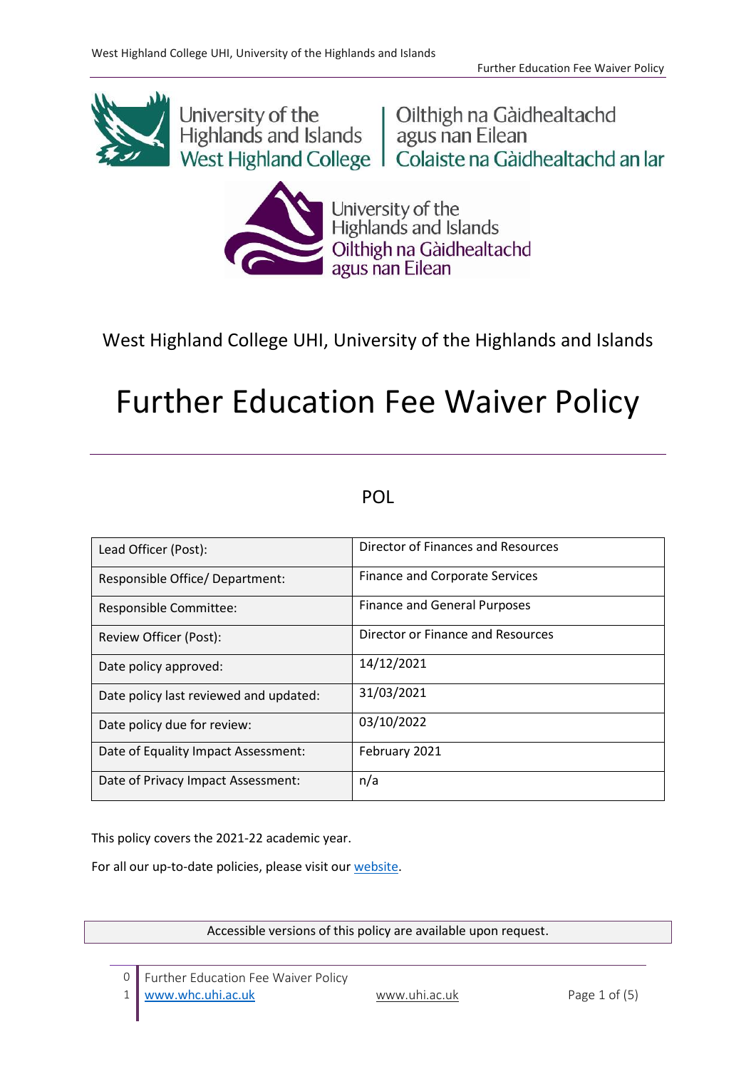University of the Highlands and Islands West Highland College | Oilthigh na Gàidhealtachd agus nan Eilean Colaiste na Gàidhealtachd an Iar

University of the Highlands and Islands Oilthigh na Gàidhealtachd agus nan Eilean

West Highland College UHI, University of the Highlands and Islands

# Further Education Fee Waiver Policy

POL

| Lead Officer (Post): | Director of Finances and Resources |
|---|---|
| Responsible Office/ Department: | Finance and Corporate Services |
| Responsible Committee: | Finance and General Purposes |
| Review Officer (Post): | Director or Finance and Resources |
| Date policy approved: | 14/12/2021 |
| Date policy last reviewed and updated: | 31/03/2021 |
| Date policy due for review: | 03/10/2022 |
| Date of Equality Impact Assessment: | February 2021 |
| Date of Privacy Impact Assessment: | n/a |

This policy covers the 2021-22 academic year.

For all our up-to-date policies, please visit our [website](website).

Accessible versions of this policy are available upon request.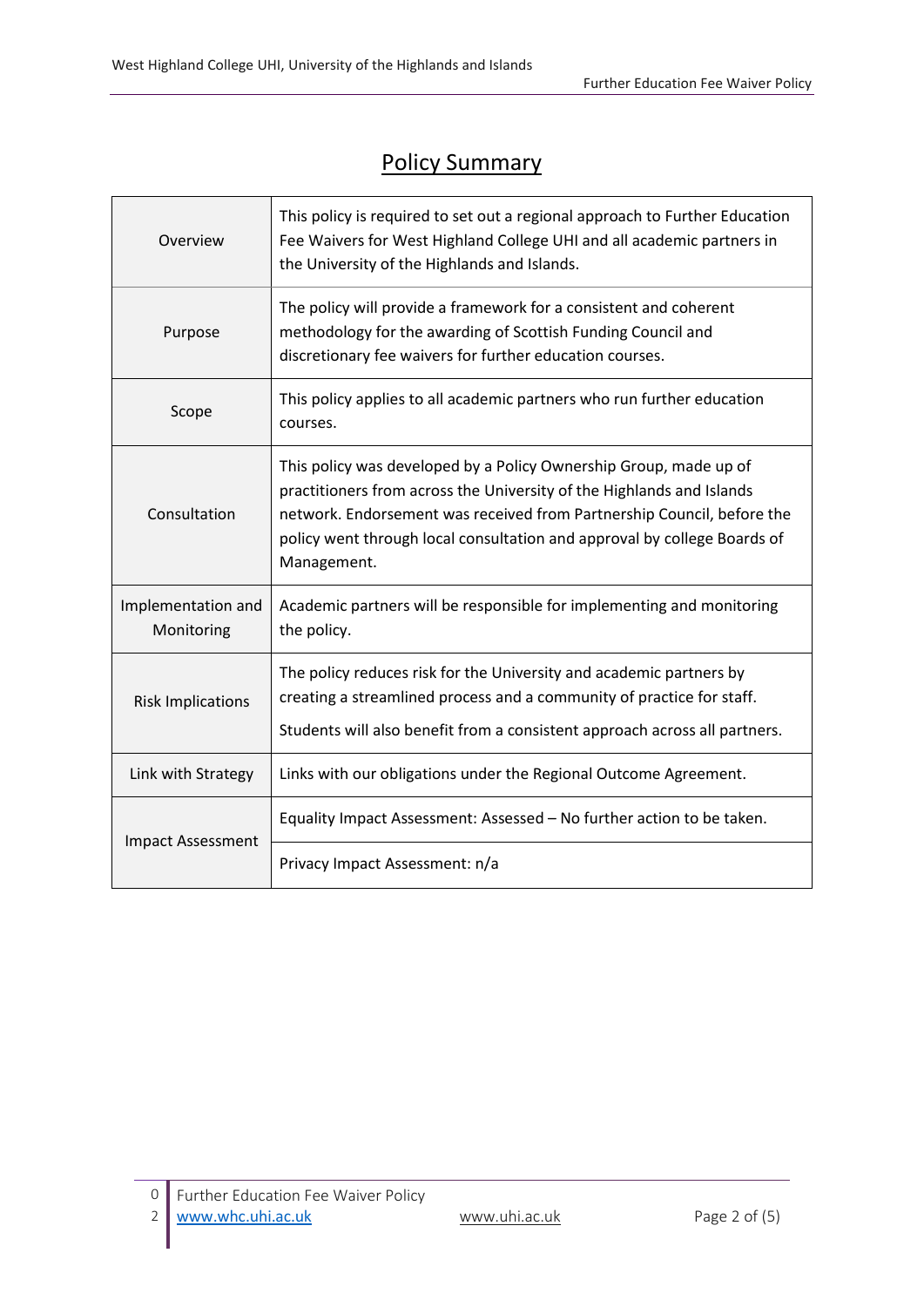## Policy Summary

| | |
|---|---|
| Overview | This policy is required to set out a regional approach to Further Education Fee Waivers for West Highland College UHI and all academic partners in the University of the Highlands and Islands. |
| Purpose | The policy will provide a framework for a consistent and coherent methodology for the awarding of Scottish Funding Council and discretionary fee waivers for further education courses. |
| Scope | This policy applies to all academic partners who run further education courses. |
| Consultation | This policy was developed by a Policy Ownership Group, made up of practitioners from across the University of the Highlands and Islands network. Endorsement was received from Partnership Council, before the policy went through local consultation and approval by college Boards of Management. |
| Implementation and Monitoring | Academic partners will be responsible for implementing and monitoring the policy. |
| Risk Implications | The policy reduces risk for the University and academic partners by creating a streamlined process and a community of practice for staff. Students will also benefit from a consistent approach across all partners. |
| Link with Strategy | Links with our obligations under the Regional Outcome Agreement. |
| Impact Assessment | Equality Impact Assessment: Assessed – No further action to be taken. |
| | Privacy Impact Assessment: n/a |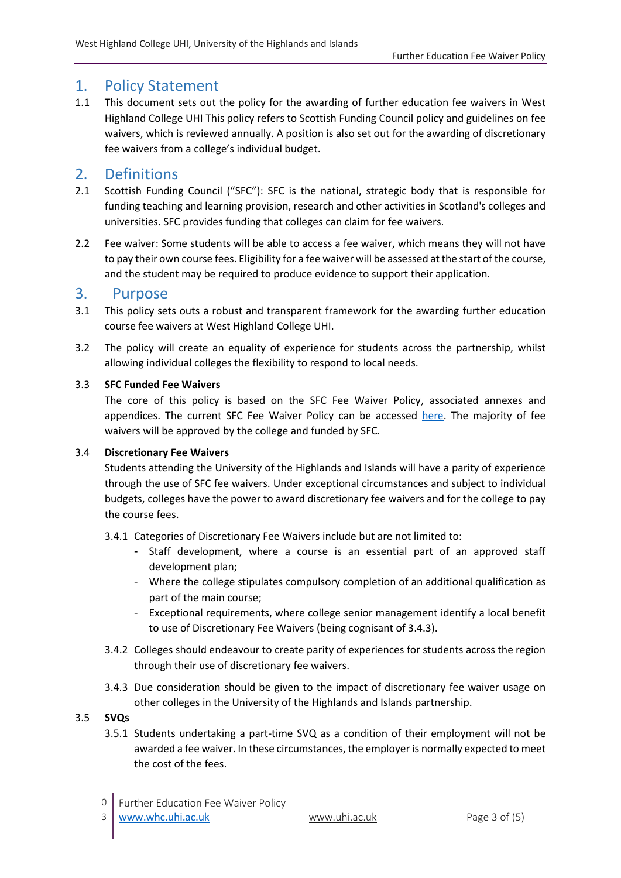## 1. Policy Statement

1.1 This document sets out the policy for the awarding of further education fee waivers in West Highland College UHI This policy refers to Scottish Funding Council policy and guidelines on fee waivers, which is reviewed annually. A position is also set out for the awarding of discretionary fee waivers from a college's individual budget.

## 2. Definitions

2.1 Scottish Funding Council ("SFC"): SFC is the national, strategic body that is responsible for funding teaching and learning provision, research and other activities in Scotland's colleges and universities. SFC provides funding that colleges can claim for fee waivers.

2.2 Fee waiver: Some students will be able to access a fee waiver, which means they will not have to pay their own course fees. Eligibility for a fee waiver will be assessed at the start of the course, and the student may be required to produce evidence to support their application.

## 3. Purpose

3.1 This policy sets outs a robust and transparent framework for the awarding further education course fee waivers at West Highland College UHI.

3.2 The policy will create an equality of experience for students across the partnership, whilst allowing individual colleges the flexibility to respond to local needs.

3.3 **SFC Funded Fee Waivers**

The core of this policy is based on the SFC Fee Waiver Policy, associated annexes and appendices. The current SFC Fee Waiver Policy can be accessed here. The majority of fee waivers will be approved by the college and funded by SFC.

3.4 **Discretionary Fee Waivers**

Students attending the University of the Highlands and Islands will have a parity of experience through the use of SFC fee waivers. Under exceptional circumstances and subject to individual budgets, colleges have the power to award discretionary fee waivers and for the college to pay the course fees.

3.4.1 Categories of Discretionary Fee Waivers include but are not limited to:

- Staff development, where a course is an essential part of an approved staff development plan;
- Where the college stipulates compulsory completion of an additional qualification as part of the main course;
- Exceptional requirements, where college senior management identify a local benefit to use of Discretionary Fee Waivers (being cognisant of 3.4.3).

3.4.2 Colleges should endeavour to create parity of experiences for students across the region through their use of discretionary fee waivers.

3.4.3 Due consideration should be given to the impact of discretionary fee waiver usage on other colleges in the University of the Highlands and Islands partnership.

3.5 **SVQs**

3.5.1 Students undertaking a part-time SVQ as a condition of their employment will not be awarded a fee waiver. In these circumstances, the employer is normally expected to meet the cost of the fees.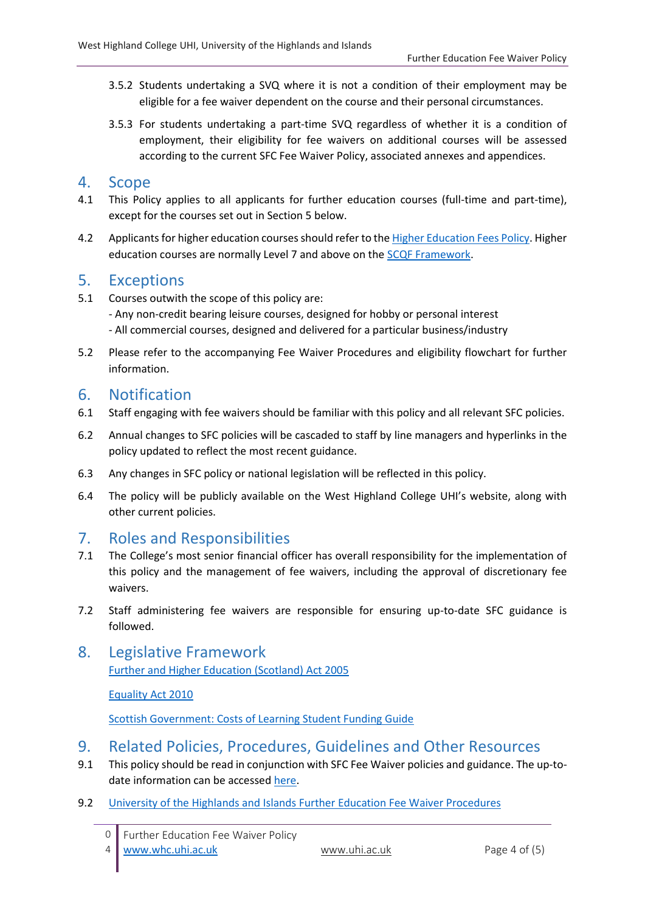3.5.2 Students undertaking a SVQ where it is not a condition of their employment may be eligible for a fee waiver dependent on the course and their personal circumstances.

3.5.3 For students undertaking a part-time SVQ regardless of whether it is a condition of employment, their eligibility for fee waivers on additional courses will be assessed according to the current SFC Fee Waiver Policy, associated annexes and appendices.

## 4. Scope

4.1 This Policy applies to all applicants for further education courses (full-time and part-time), except for the courses set out in Section 5 below.

4.2 Applicants for higher education courses should refer to the Higher Education Fees Policy. Higher education courses are normally Level 7 and above on the SCQF Framework.

## 5. Exceptions

5.1 Courses outwith the scope of this policy are:
- Any non-credit bearing leisure courses, designed for hobby or personal interest
- All commercial courses, designed and delivered for a particular business/industry

5.2 Please refer to the accompanying Fee Waiver Procedures and eligibility flowchart for further information.

## 6. Notification

6.1 Staff engaging with fee waivers should be familiar with this policy and all relevant SFC policies.

6.2 Annual changes to SFC policies will be cascaded to staff by line managers and hyperlinks in the policy updated to reflect the most recent guidance.

6.3 Any changes in SFC policy or national legislation will be reflected in this policy.

6.4 The policy will be publicly available on the West Highland College UHI's website, along with other current policies.

## 7. Roles and Responsibilities

7.1 The College's most senior financial officer has overall responsibility for the implementation of this policy and the management of fee waivers, including the approval of discretionary fee waivers.

7.2 Staff administering fee waivers are responsible for ensuring up-to-date SFC guidance is followed.

## 8. Legislative Framework

Further and Higher Education (Scotland) Act 2005

Equality Act 2010

Scottish Government: Costs of Learning Student Funding Guide

## 9. Related Policies, Procedures, Guidelines and Other Resources

9.1 This policy should be read in conjunction with SFC Fee Waiver policies and guidance. The up-to-date information can be accessed here.

9.2 University of the Highlands and Islands Further Education Fee Waiver Procedures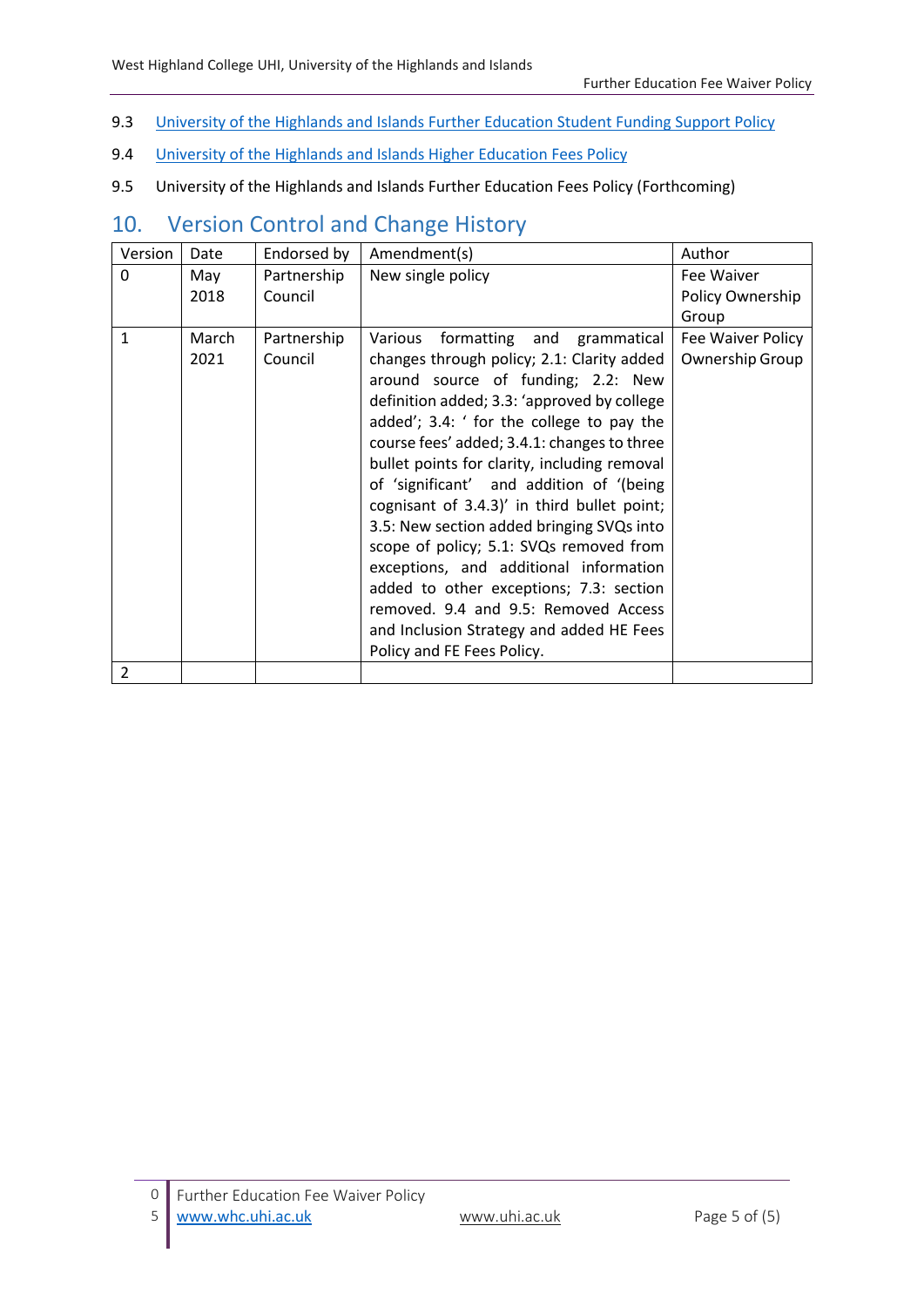9.3 [University of the Highlands and Islands Further Education Student Funding Support Policy]

9.4 [University of the Highlands and Islands Higher Education Fees Policy]

9.5 University of the Highlands and Islands Further Education Fees Policy (Forthcoming)

## 10. Version Control and Change History

| Version | Date | Endorsed by | Amendment(s) | Author |
|---|---|---|---|---|
| 0 | May 2018 | Partnership Council | New single policy | Fee Waiver Policy Ownership Group |
| 1 | March 2021 | Partnership Council | Various formatting and grammatical changes through policy; 2.1: Clarity added around source of funding; 2.2: New definition added; 3.3: 'approved by college added'; 3.4: ' for the college to pay the course fees' added; 3.4.1: changes to three bullet points for clarity, including removal of 'significant' and addition of '(being cognisant of 3.4.3)' in third bullet point; 3.5: New section added bringing SVQs into scope of policy; 5.1: SVQs removed from exceptions, and additional information added to other exceptions; 7.3: section removed. 9.4 and 9.5: Removed Access and Inclusion Strategy and added HE Fees Policy and FE Fees Policy. | Fee Waiver Policy Ownership Group |
| 2 | | | | |